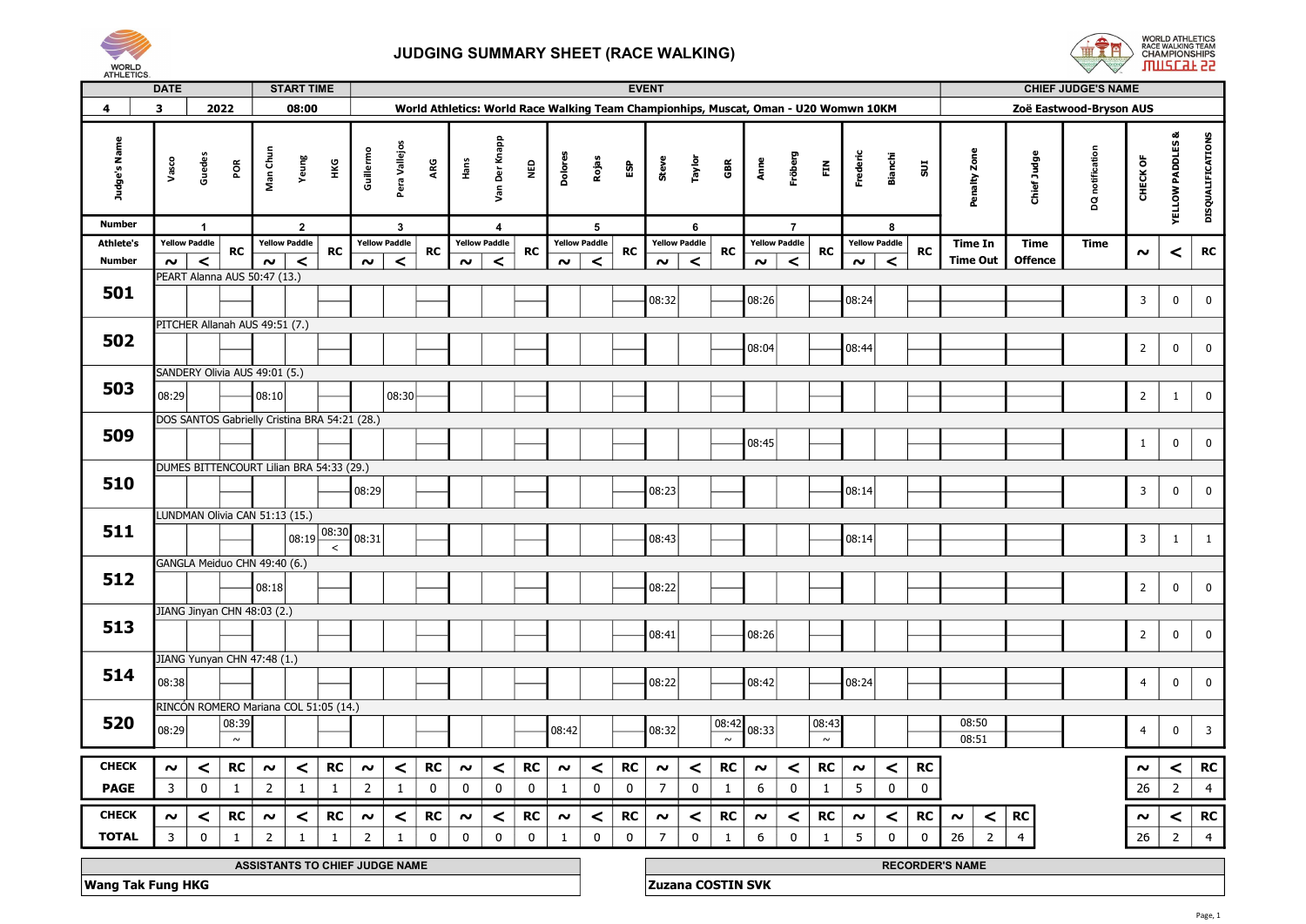# JUDGING SUMMARY SHEET (RACE WALKING)

WORLD ATHLETICS RACE WALKING TEAM CHAMPIONSHIPS MUSCAT 22

| DATE | | | START TIME | EVENT | CHIEF JUDGE'S NAME |
|---|---|---|---|---|---|
| 4 | 3 | 2022 | 08:00 | World Athletics: World Race Walking Team Championpships, Muscat, Oman - U20 Womwn 10KM | Zoë Eastwood-Bryson AUS |

| Judge's Name | Vasco Guedes POR | | | Man Chun Yeung HKG | | | Guillermo Pera Vallejos ARG | | | Hans Van Der Knapp NED | | | Dolores Rojas ESP | | | Steve Taylor GBR | | | Anne Fröberg FIN | | | Frederic Bianchi SUI | | | Penalty Zone | Chief Judge | DQ notification | CHECK OF | YELLOW PADDLES & | DISQUALIFICATIONS |
|---|---|---|---|---|---|---|---|---|---|---|---|---|---|---|---|---|---|---|---|---|---|---|---|---|---|---|---|---|---|---|
| Number | 1 | | | 2 | | | 3 | | | 4 | | | 5 | | | 6 | | | 7 | | | 8 | | | | | | | | |
| Athlete's Number | Yellow Paddle | | RC | Yellow Paddle | | RC | Yellow Paddle | | RC | Yellow Paddle | | RC | Yellow Paddle | | RC | Yellow Paddle | | RC | Yellow Paddle | | RC | Yellow Paddle | | RC | Time In / Time Out | Time Offence | Time | | | |
| | ~ | < | | ~ | < | | ~ | < | | ~ | < | | ~ | < | | ~ | < | | ~ | < | | ~ | < | | | | | ~ | < | RC |
| **501** PEART Alanna AUS 50:47 (13.) | | | | | | | | | | | | | | | | 08:32 | | | 08:26 | | | 08:24 | | | | | | 3 | 0 | 0 |
| **502** PITCHER Allanah AUS 49:51 (7.) | | | | | | | | | | | | | | | | | | | 08:04 | | | 08:44 | | | | | | 2 | 0 | 0 |
| **503** SANDERY Olivia AUS 49:01 (5.) | 08:29 | | | 08:10 | | | | 08:30 | | | | | | | | | | | | | | | | | | | | 2 | 1 | 0 |
| **509** DOS SANTOS Gabrielly Cristina BRA 54:21 (28.) | | | | | | | | | | | | | | | | | | | 08:45 | | | | | | | | | 1 | 0 | 0 |
| **510** DUMES BITTENCOURT Lilian BRA 54:33 (29.) | | | | | | | 08:29 | | | | | | | | | 08:23 | | | | | | 08:14 | | | | | | 3 | 0 | 0 |
| **511** LUNDMAN Olivia CAN 51:13 (15.) | | | | | 08:19 | 08:30 < | 08:31 | | | | | | | | | 08:43 | | | | | | 08:14 | | | | | | 3 | 1 | 1 |
| **512** GANGLA Meiduo CHN 49:40 (6.) | | | | 08:18 | | | | | | | | | | | | 08:22 | | | | | | | | | | | | 2 | 0 | 0 |
| **513** JIANG Jinyan CHN 48:03 (2.) | | | | | | | | | | | | | | | | 08:41 | | | 08:26 | | | | | | | | | 2 | 0 | 0 |
| **514** JIANG Yunyan CHN 47:48 (1.) | 08:38 | | | | | | | | | | | | | | | 08:22 | | | 08:42 | | | 08:24 | | | | | | 4 | 0 | 0 |
| **520** RINCÓN ROMERO Mariana COL 51:05 (14.) | 08:29 | | 08:39 ~ | | | | | | | | | | 08:42 | | | 08:32 | | 08:42 ~ | 08:33 | | 08:43 ~ | | | | 08:50 / 08:51 | | | 4 | 0 | 3 |
| **CHECK PAGE** | 3 | 0 | 1 | 2 | 1 | 1 | 2 | 1 | 0 | 0 | 0 | 0 | 1 | 0 | 0 | 7 | 0 | 1 | 6 | 0 | 1 | 5 | 0 | 0 | | | | 26 | 2 | 4 |
| **CHECK TOTAL** | 3 | 0 | 1 | 2 | 1 | 1 | 2 | 1 | 0 | 0 | 0 | 0 | 1 | 0 | 0 | 7 | 0 | 1 | 6 | 0 | 1 | 5 | 0 | 0 | ~ 26 | < 2 | RC 4 | 26 | 2 | 4 |

| ASSISTANTS TO CHIEF JUDGE NAME | RECORDER'S NAME |
|---|---|
| Wang Tak Fung HKG | Zuzana COSTIN SVK |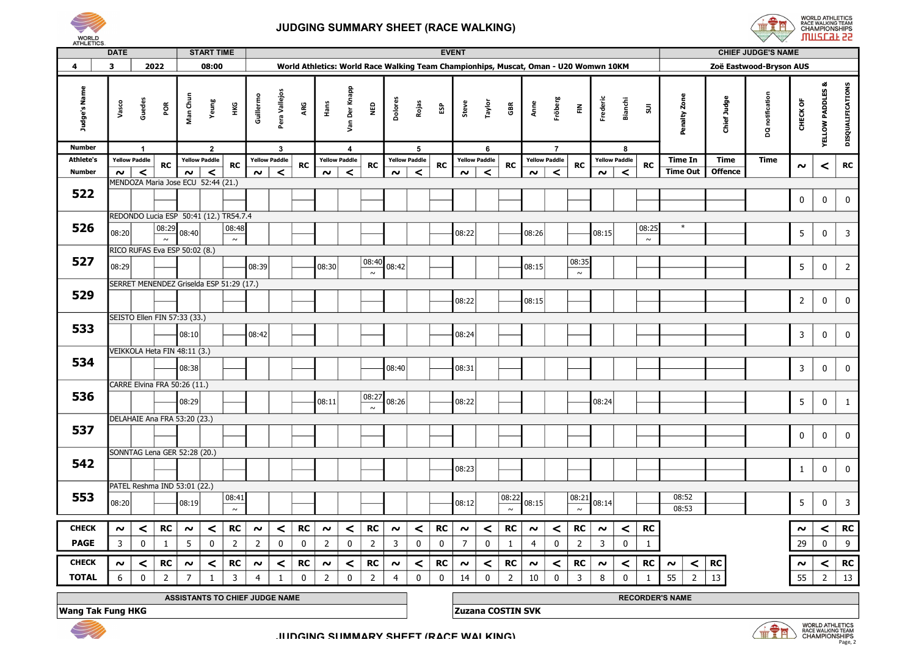# JUDGING SUMMARY SHEET (RACE WALKING)

| DATE | | | START TIME | EVENT | CHIEF JUDGE'S NAME |
|---|---|---|---|---|---|
| 4 | 3 | 2022 | 08:00 | World Athletics: World Race Walking Team Championhips, Muscat, Oman - U20 Womwn 10KM | Zoë Eastwood-Bryson AUS |

| Judge's Name | Vasco Guedes POR | | | Man Chun Yeung HKG | | | Guillermo Pera Vallejos ARG | | | Hans Van Der Knapp NED | | | Dolores Rojas ESP | | | Steve Taylor GBR | | | Anne Fröberg FIN | | | Frederic Bianchi SUI | | | Penalty Zone | Chief Judge | DQ notification | CHECK OF YELLOW PADDLES & DISQUALIFICATIONS | | |
|---|---|---|---|---|---|---|---|---|---|---|---|---|---|---|---|---|---|---|---|---|---|---|---|---|---|---|---|---|---|
| Number | 1 | | | 2 | | | 3 | | | 4 | | | 5 | | | 6 | | | 7 | | | 8 | | | Time In / Time Out | Time Offence | Time | | | |
| Athlete's Number | Yellow Paddle ~ | Yellow Paddle < | RC | Yellow Paddle ~ | Yellow Paddle < | RC | Yellow Paddle ~ | Yellow Paddle < | RC | Yellow Paddle ~ | Yellow Paddle < | RC | Yellow Paddle ~ | Yellow Paddle < | RC | Yellow Paddle ~ | Yellow Paddle < | RC | Yellow Paddle ~ | Yellow Paddle < | RC | Yellow Paddle ~ | Yellow Paddle < | RC | | | | ~ | < | RC |
| 522 MENDOZA Maria Jose ECU 52:44 (21.) | | | | | | | | | | | | | | | | | | | | | | | | | | | | 0 | 0 | 0 |
| 526 REDONDO Lucia ESP 50:41 (12.) TR54.7.4 | 08:20 | | 08:29 ~ | 08:40 | | 08:48 ~ | | | | | | | | | | 08:22 | | | 08:26 | | | 08:15 | | 08:25 ~ | * | | | 5 | 0 | 3 |
| 527 RICO RUFAS Eva ESP 50:02 (8.) | 08:29 | | | | | | 08:39 | | | 08:30 | | 08:40 ~ | 08:42 | | | | | | 08:15 | | 08:35 ~ | | | | | | | 5 | 0 | 2 |
| 529 SERRET MENENDEZ Griselda ESP 51:29 (17.) | | | | | | | | | | | | | | | | 08:22 | | | 08:15 | | | | | | | | | 2 | 0 | 0 |
| 533 SEISTO Ellen FIN 57:33 (33.) | | | | 08:10 | | | 08:42 | | | | | | | | | 08:24 | | | | | | | | | | | | 3 | 0 | 0 |
| 534 VEIKKOLA Heta FIN 48:11 (3.) | | | | 08:38 | | | | | | | | | 08:40 | | | 08:31 | | | | | | | | | | | | 3 | 0 | 0 |
| 536 CARRE Elvina FRA 50:26 (11.) | | | | 08:29 | | | | | | 08:11 | | 08:27 ~ | 08:26 | | | 08:22 | | | | | | 08:24 | | | | | | 5 | 0 | 1 |
| 537 DELAHAIE Ana FRA 53:20 (23.) | | | | | | | | | | | | | | | | | | | | | | | | | | | | 0 | 0 | 0 |
| 542 SONNTAG Lena GER 52:28 (20.) | | | | | | | | | | | | | | | | 08:23 | | | | | | | | | | | | 1 | 0 | 0 |
| 553 PATEL Reshma IND 53:01 (22.) | 08:20 | | | 08:19 | | 08:41 ~ | | | | | | | | | | 08:12 | | 08:22 ~ | 08:15 | | 08:21 ~ | 08:14 | | | 08:52 / 08:53 | | | 5 | 0 | 3 |
| CHECK PAGE | 3 | 0 | 1 | 5 | 0 | 2 | 2 | 0 | 0 | 2 | 0 | 2 | 3 | 0 | 0 | 7 | 0 | 1 | 4 | 0 | 2 | 3 | 0 | 1 | | | | 29 | 0 | 9 |
| CHECK TOTAL | 6 | 0 | 2 | 7 | 1 | 3 | 4 | 1 | 0 | 2 | 0 | 2 | 4 | 0 | 0 | 14 | 0 | 2 | 10 | 0 | 3 | 8 | 0 | 1 | ~ 55 | < 2 | RC 13 | 55 | 2 | 13 |

| ASSISTANTS TO CHIEF JUDGE NAME | RECORDER'S NAME |
|---|---|
| Wang Tak Fung HKG | Zuzana COSTIN SVK |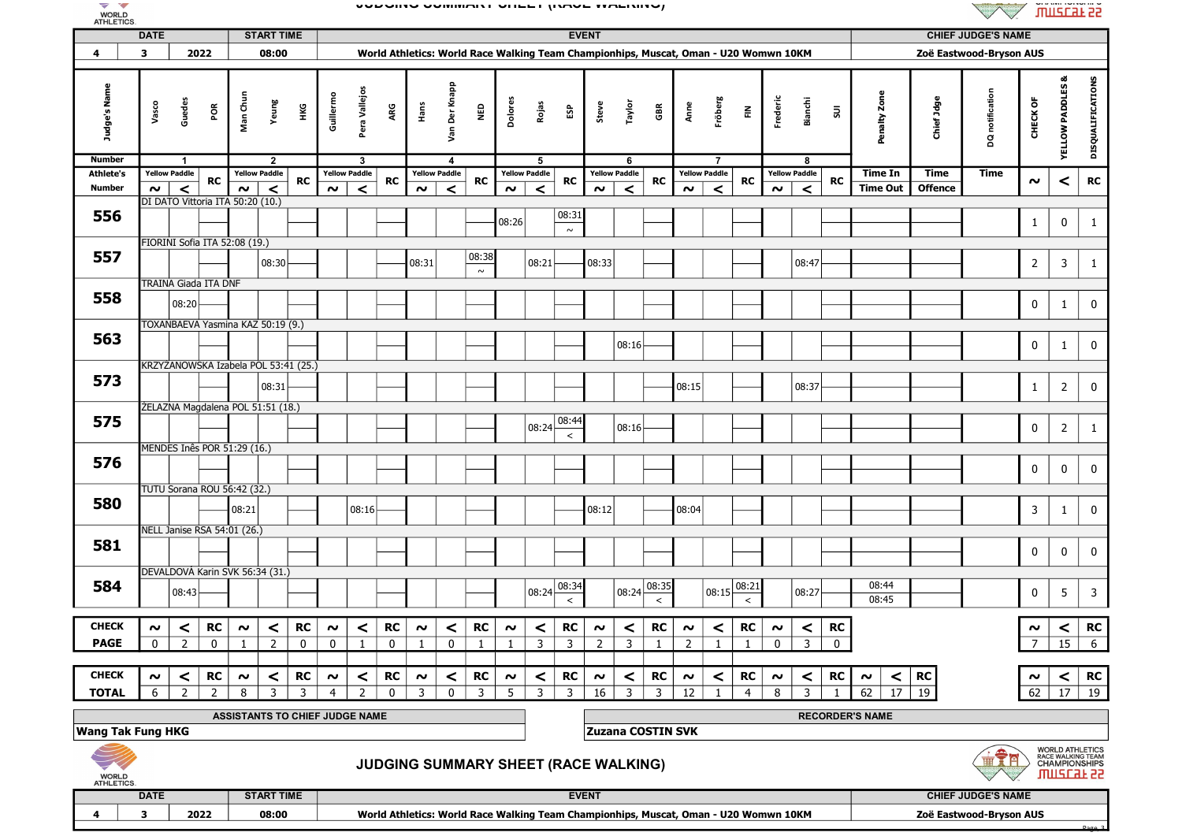# JUDGING SUMMARY SHEET (RACE WALKING)

| DATE | | | START TIME | EVENT | CHIEF JUDGE'S NAME |
|---|---|---|---|---|---|
| 4 | 3 | 2022 | 08:00 | World Athletics: World Race Walking Team Championipships, Muscat, Oman - U20 Womwn 10KM | Zoë Eastwood-Bryson AUS |

| Judge's Name | Vasco Guedes POR | | | Man Chun Yeung HKG | | | Guillermo Pera Vallejos ARG | | | Hans Van Der Knapp NED | | | Dolores Rojas ESP | | | Steve Taylor GBR | | | Anne Fröberg FIN | | | Frederic Bianchi SUI | | | Penalty Zone | Chief Jdge | DQ notification | CHECK OF YELLOW PADDLES & DISQUALIFICATIONS | | |
|---|---|---|---|---|---|---|---|---|---|---|---|---|---|---|---|---|---|---|---|---|---|---|---|---|---|---|---|---|---|---|
| Number | 1 | | | 2 | | | 3 | | | 4 | | | 5 | | | 6 | | | 7 | | | 8 | | | | | | | | |
| Athlete's Number | Yellow Paddle | | RC | Yellow Paddle | | RC | Yellow Paddle | | RC | Yellow Paddle | | RC | Yellow Paddle | | RC | Yellow Paddle | | RC | Yellow Paddle | | RC | Yellow Paddle | | RC | Time In / Time Out | Time / Offence | Time | | | |
| | ~ | < | | ~ | < | | ~ | < | | ~ | < | | ~ | < | | ~ | < | | ~ | < | | ~ | < | | | | | ~ | < | RC |
| 556 DI DATO Vittoria ITA 50:20 (10.) | | | | | | | | | | | | | 08:26 | | 08:31 ~ | | | | | | | | | | | | | 1 | 0 | 1 |
| 557 FIORINI Sofia ITA 52:08 (19.) | | | | | 08:30 | | | | | 08:31 | | 08:38 ~ | | 08:21 | | 08:33 | | | | | | | 08:47 | | | | | 2 | 3 | 1 |
| 558 TRAINA Giada ITA DNF | | 08:20 | | | | | | | | | | | | | | | | | | | | | | | | | | 0 | 1 | 0 |
| 563 TOXANBAEVA Yasmina KAZ 50:19 (9.) | | | | | | | | | | | | | | | | | 08:16 | | | | | | | | | | | 0 | 1 | 0 |
| 573 KRZYZANOWSKA Izabela POL 53:41 (25.) | | | | | 08:31 | | | | | | | | | | | | | | 08:15 | | | | 08:37 | | | | | 1 | 2 | 0 |
| 575 ŻELAZNA Magdalena POL 51:51 (18.) | | | | | | | | | | | | | | 08:24 | 08:44 < | | 08:16 | | | | | | | | | | | 0 | 2 | 1 |
| 576 MENDES Inês POR 51:29 (16.) | | | | | | | | | | | | | | | | | | | | | | | | | | | | 0 | 0 | 0 |
| 580 TUTU Sorana ROU 56:42 (32.) | | | | 08:21 | | | | 08:16 | | | | | | | | 08:12 | | | 08:04 | | | | | | | | | 3 | 1 | 0 |
| 581 NELL Janise RSA 54:01 (26.) | | | | | | | | | | | | | | | | | | | | | | | | | | | | 0 | 0 | 0 |
| 584 DEVALDOVÁ Karin SVK 56:34 (31.) | | 08:43 | | | | | | | | | | | | 08:24 | 08:34 < | | 08:24 | 08:35 < | | 08:15 | 08:21 < | | 08:27 | | 08:44 / 08:45 | | | 0 | 5 | 3 |

| CHECK | ~ | < | RC | ~ | < | RC | ~ | < | RC | ~ | < | RC | ~ | < | RC | ~ | < | RC | ~ | < | RC | ~ | < | RC | | | | ~ | < | RC |
|---|---|---|---|---|---|---|---|---|---|---|---|---|---|---|---|---|---|---|---|---|---|---|---|---|---|---|---|---|---|---|
| PAGE | 0 | 2 | 0 | 1 | 2 | 0 | 0 | 1 | 0 | 1 | 0 | 1 | 1 | 3 | 3 | 2 | 3 | 1 | 2 | 1 | 1 | 0 | 3 | 0 | | | | 7 | 15 | 6 |

| CHECK | ~ | < | RC | ~ | < | RC | ~ | < | RC | ~ | < | RC | ~ | < | RC | ~ | < | RC | ~ | < | RC | ~ | < | RC | ~ | < | RC | ~ | < | RC |
|---|---|---|---|---|---|---|---|---|---|---|---|---|---|---|---|---|---|---|---|---|---|---|---|---|---|---|---|---|---|---|
| TOTAL | 6 | 2 | 2 | 8 | 3 | 3 | 4 | 2 | 0 | 3 | 0 | 3 | 5 | 3 | 3 | 16 | 3 | 3 | 12 | 1 | 4 | 8 | 3 | 1 | 62 | 17 | 19 | 62 | 17 | 19 |

| ASSISTANTS TO CHIEF JUDGE NAME | RECORDER'S NAME |
|---|---|
| Wang Tak Fung HKG | Zuzana COSTIN SVK |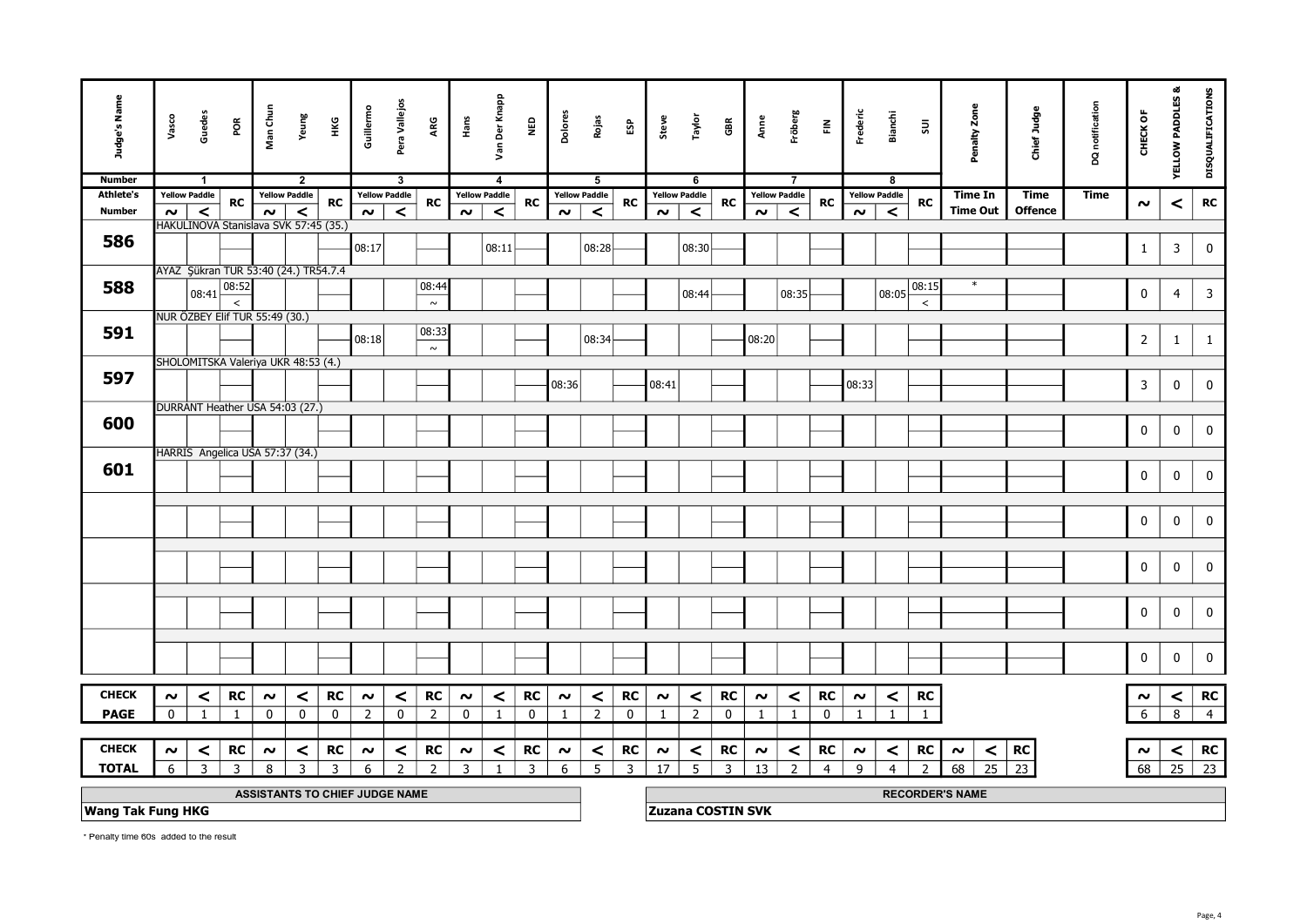| Judge's Name | Vasco | Guedes | POR | Man Chun | Yeung | HKG | Guillermo | Pera Vallejos | ARG | Hans | Van Der Knapp | NED | Dolores | Rojas | ESP | Steve | Taylor | GBR | Anne | Fröberg | FIN | Frederic | Bianchi | SUI | Penalty Zone | Chief Judge | DQ notification | CHECK OF | YELLOW PADDLES & | DISQUALIFICATIONS |
|---|---|---|---|---|---|---|---|---|---|---|---|---|---|---|---|---|---|---|---|---|---|---|---|---|---|---|---|---|---|---|
| Number | 1 | | | 2 | | | 3 | | | 4 | | | 5 | | | 6 | | | 7 | | | 8 | | | | | | | | |
| Athlete's Number | Yellow Paddle ~ | Yellow Paddle < | RC | Yellow Paddle ~ | Yellow Paddle < | RC | Yellow Paddle ~ | Yellow Paddle < | RC | Yellow Paddle ~ | Yellow Paddle < | RC | Yellow Paddle ~ | Yellow Paddle < | RC | Yellow Paddle ~ | Yellow Paddle < | RC | Yellow Paddle ~ | Yellow Paddle < | RC | Yellow Paddle ~ | Yellow Paddle < | RC | Time In Time Out | Time Offence | Time | ~ | < | RC |
| **586** HAKULINOVA Stanislava SVK 57:45 (35.) | | | | | | | 08:17 | | | | 08:11 | | | 08:28 | | | 08:30 | | | | | | | | | | | 1 | 3 | 0 |
| **588** AYAZ Şükran TUR 53:40 (24.) TR54.7.4 | | 08:41 | 08:52 < | | | | | | 08:44 ~ | | | | | | | | 08:44 | | | 08:35 | | | 08:05 | 08:15 < | * | | | 0 | 4 | 3 |
| **591** NUR ÖZBEY Elif TUR 55:49 (30.) | | | | | | | 08:18 | | 08:33 ~ | | | | | 08:34 | | | | | 08:20 | | | | | | | | | 2 | 1 | 1 |
| **597** SHOLOMITSKA Valeriya UKR 48:53 (4.) | | | | | | | | | | | | | 08:36 | | | 08:41 | | | | | | 08:33 | | | | | | 3 | 0 | 0 |
| **600** DURRANT Heather USA 54:03 (27.) | | | | | | | | | | | | | | | | | | | | | | | | | | | | 0 | 0 | 0 |
| **601** HARRIS Angelica USA 57:37 (34.) | | | | | | | | | | | | | | | | | | | | | | | | | | | | 0 | 0 | 0 |
| | | | | | | | | | | | | | | | | | | | | | | | | | | | | 0 | 0 | 0 |
| | | | | | | | | | | | | | | | | | | | | | | | | | | | | 0 | 0 | 0 |
| | | | | | | | | | | | | | | | | | | | | | | | | | | | | 0 | 0 | 0 |
| | | | | | | | | | | | | | | | | | | | | | | | | | | | | 0 | 0 | 0 |

| CHECK PAGE | ~ | < | RC | ~ | < | RC | ~ | < | RC | ~ | < | RC | ~ | < | RC | ~ | < | RC | ~ | < | RC | ~ | < | RC | | ~ | < | RC |
|---|---|---|---|---|---|---|---|---|---|---|---|---|---|---|---|---|---|---|---|---|---|---|---|---|---|---|---|---|
| | 0 | 1 | 1 | 0 | 0 | 0 | 2 | 0 | 2 | 0 | 1 | 0 | 1 | 2 | 0 | 1 | 2 | 0 | 1 | 1 | 0 | 1 | 1 | 1 | | 6 | 8 | 4 |

| CHECK TOTAL | ~ | < | RC | ~ | < | RC | ~ | < | RC | ~ | < | RC | ~ | < | RC | ~ | < | RC | ~ | < | RC | ~ | < | RC | ~ | < | RC | ~ | < | RC |
|---|---|---|---|---|---|---|---|---|---|---|---|---|---|---|---|---|---|---|---|---|---|---|---|---|---|---|---|---|---|---|
| | 6 | 3 | 3 | 8 | 3 | 3 | 6 | 2 | 2 | 3 | 1 | 3 | 6 | 5 | 3 | 17 | 5 | 3 | 13 | 2 | 4 | 9 | 4 | 2 | 68 | 25 | 23 | 68 | 25 | 23 |

| ASSISTANTS TO CHIEF JUDGE NAME | RECORDER'S NAME |
|---|---|
| Wang Tak Fung HKG | Zuzana COSTIN SVK |

* Penalty time 60s added to the result